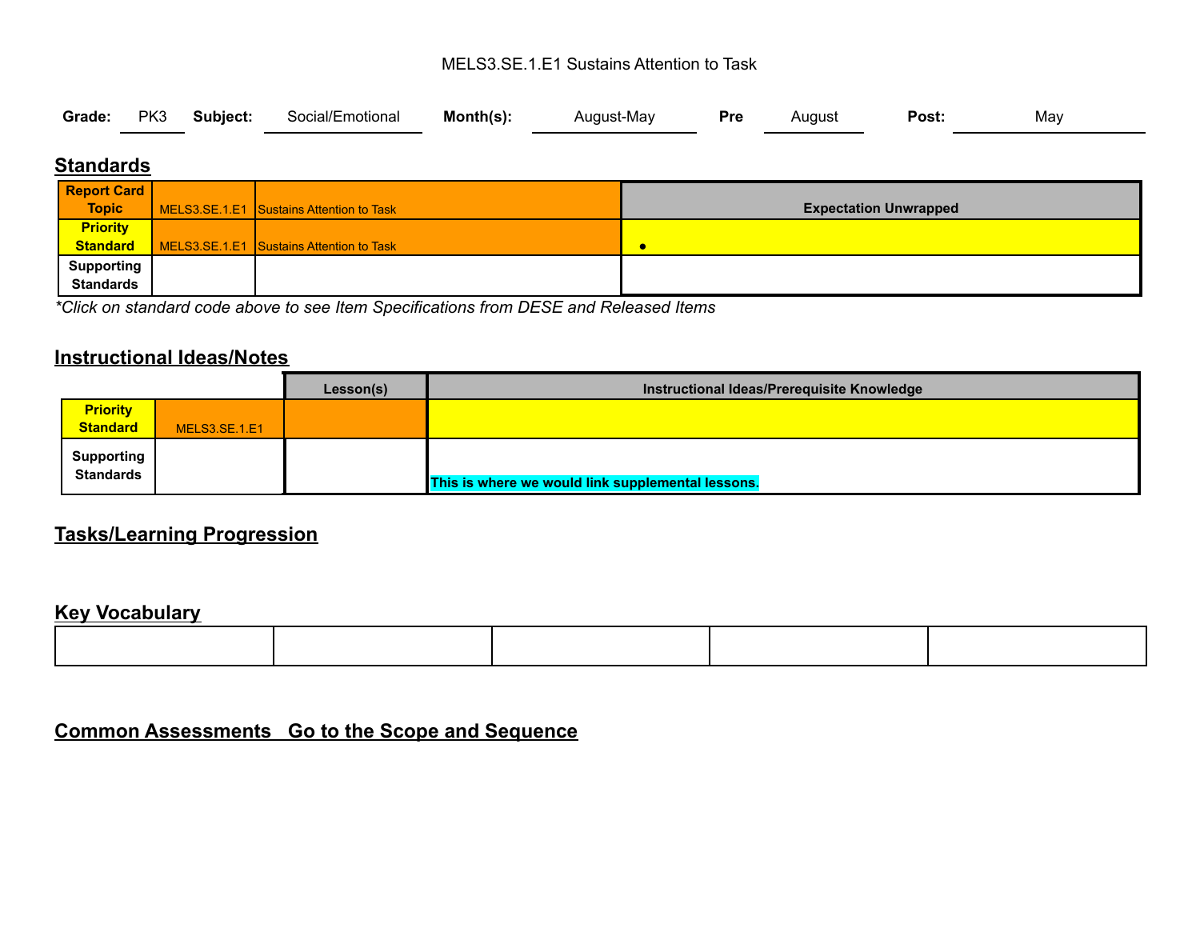MELS3.SE.1.E1 Sustains Attention to Task

| **Grade:** | PK3 | **Subject:** | Social/Emotional | **Month(s):** | August-May | **Pre** | August | **Post:** | May |
|---|---|---|---|---|---|---|---|---|---|

## Standards

| **Report Card Topic** | MELS3.SE.1.E1 | Sustains Attention to Task | **Expectation Unwrapped** |
|---|---|---|---|
| **Priority Standard** | MELS3.SE.1.E1 | Sustains Attention to Task | • |
| **Supporting Standards** | | | |

*\*Click on standard code above to see Item Specifications from DESE and Released Items*

## Instructional Ideas/Notes

| | | **Lesson(s)** | **Instructional Ideas/Prerequisite Knowledge** |
|---|---|---|---|
| **Priority Standard** | MELS3.SE.1.E1 | | |
| **Supporting Standards** | | | **This is where we would link supplemental lessons.** |

## Tasks/Learning Progression

## Key Vocabulary

| | | | | |
|---|---|---|---|---|
| | | | | |

## Common Assessments   Go to the Scope and Sequence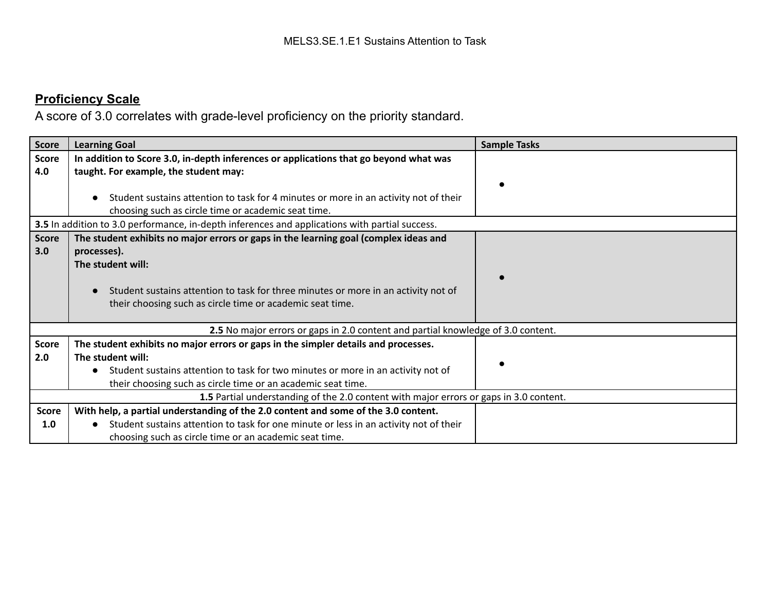MELS3.SE.1.E1 Sustains Attention to Task

## Proficiency Scale

A score of 3.0 correlates with grade-level proficiency on the priority standard.

| Score | Learning Goal | Sample Tasks |
|---|---|---|
| **Score 4.0** | **In addition to Score 3.0, in-depth inferences or applications that go beyond what was taught. For example, the student may:** <br> • Student sustains attention to task for 4 minutes or more in an activity not of their choosing such as circle time or academic seat time. | • |
| **3.5** In addition to 3.0 performance, in-depth inferences and applications with partial success. | | |
| **Score 3.0** | **The student exhibits no major errors or gaps in the learning goal (complex ideas and processes).** <br> **The student will:** <br> • Student sustains attention to task for three minutes or more in an activity not of their choosing such as circle time or academic seat time. | • |
| **2.5** No major errors or gaps in 2.0 content and partial knowledge of 3.0 content. | | |
| **Score 2.0** | **The student exhibits no major errors or gaps in the simpler details and processes.** <br> **The student will:** <br> • Student sustains attention to task for two minutes or more in an activity not of their choosing such as circle time or an academic seat time. | • |
| **1.5** Partial understanding of the 2.0 content with major errors or gaps in 3.0 content. | | |
| **Score 1.0** | **With help, a partial understanding of the 2.0 content and some of the 3.0 content.** <br> • Student sustains attention to task for one minute or less in an activity not of their choosing such as circle time or an academic seat time. | |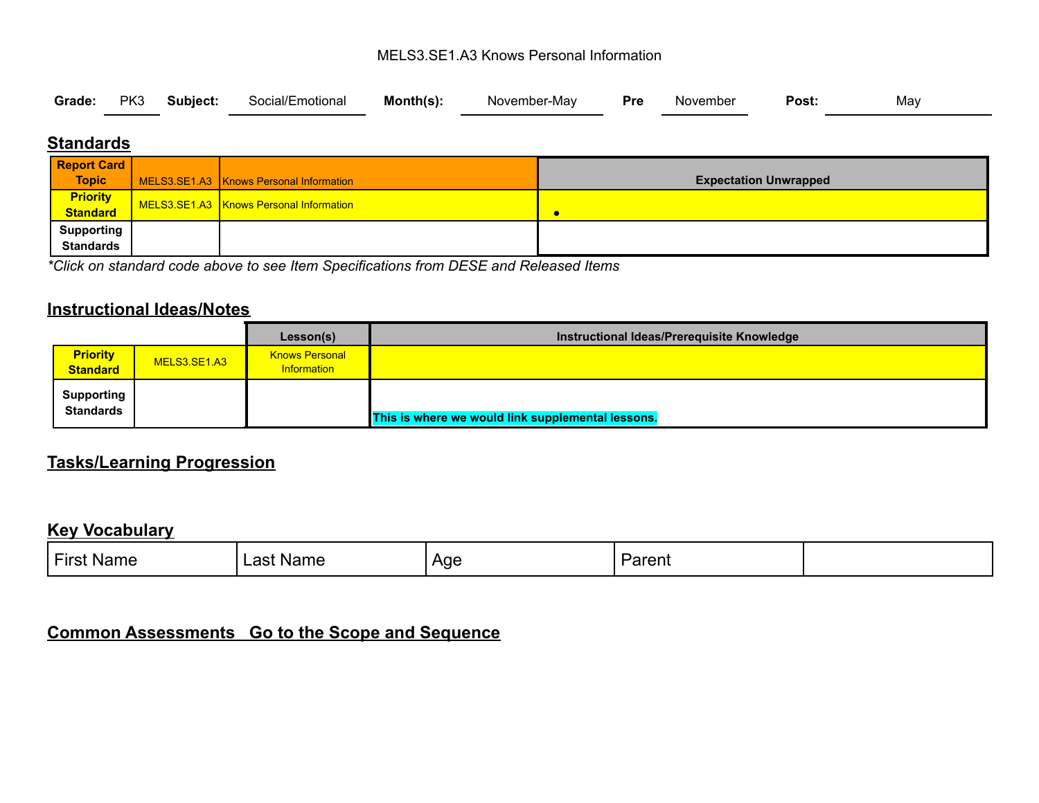MELS3.SE1.A3 Knows Personal Information

| **Grade:** | PK3 | **Subject:** | Social/Emotional | **Month(s):** | November-May | **Pre** | November | **Post:** | May |
|---|---|---|---|---|---|---|---|---|---|

## Standards

| **Report Card Topic** | MELS3.SE1.A3 | Knows Personal Information | **Expectation Unwrapped** |
|---|---|---|---|
| **Priority Standard** | MELS3.SE1.A3 | Knows Personal Information | • |
| **Supporting Standards** | | | |

*\*Click on standard code above to see Item Specifications from DESE and Released Items*

## Instructional Ideas/Notes

| | | **Lesson(s)** | **Instructional Ideas/Prerequisite Knowledge** |
|---|---|---|---|
| **Priority Standard** | MELS3.SE1.A3 | Knows Personal Information | |
| **Supporting Standards** | | | **This is where we would link supplemental lessons.** |

## Tasks/Learning Progression

## Key Vocabulary

| First Name | Last Name | Age | Parent | |
|---|---|---|---|---|

## Common Assessments   Go to the Scope and Sequence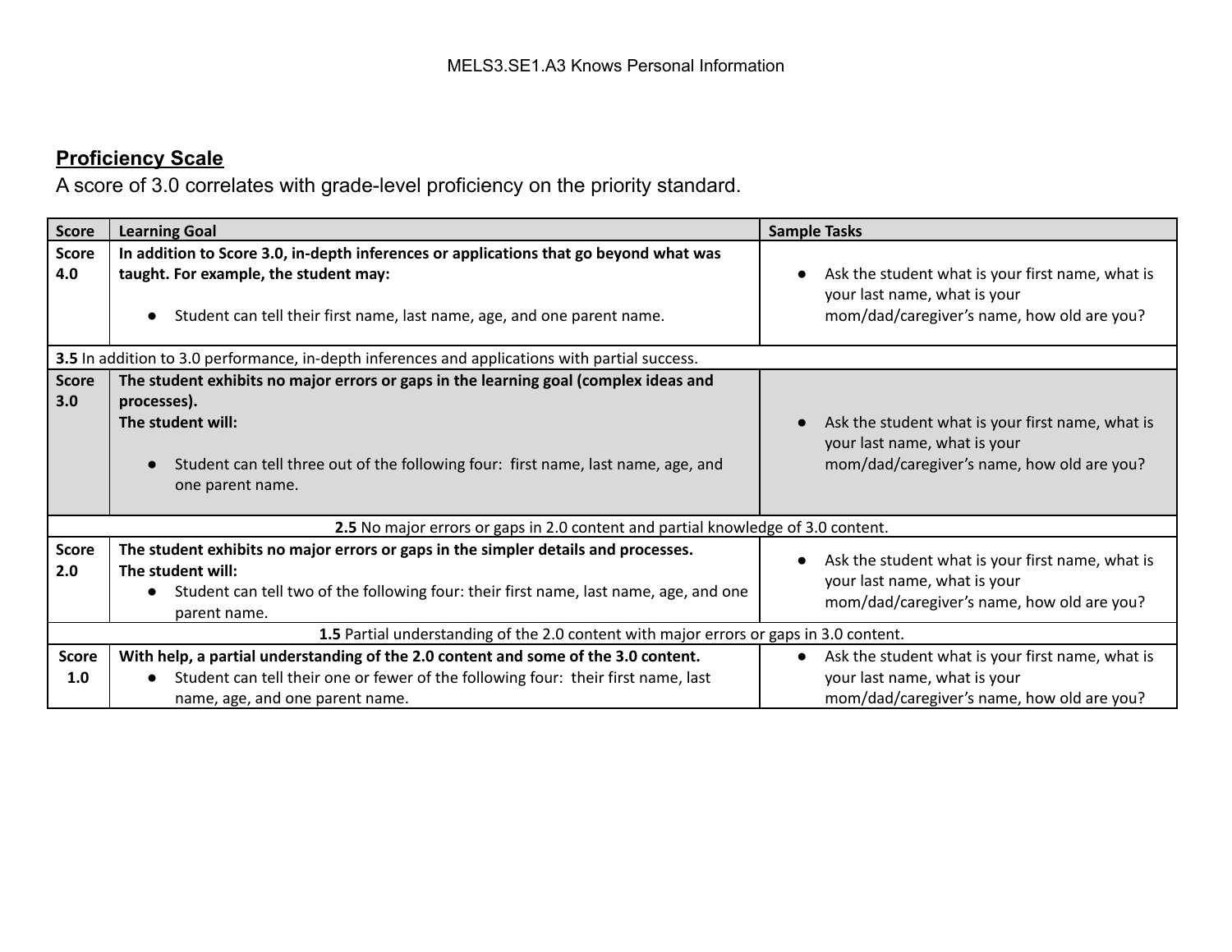MELS3.SE1.A3 Knows Personal Information

## Proficiency Scale

A score of 3.0 correlates with grade-level proficiency on the priority standard.

| Score | Learning Goal | Sample Tasks |
|---|---|---|
| **Score 4.0** | **In addition to Score 3.0, in-depth inferences or applications that go beyond what was taught. For example, the student may:**<br>• Student can tell their first name, last name, age, and one parent name. | • Ask the student what is your first name, what is your last name, what is your mom/dad/caregiver's name, how old are you? |
| **3.5** In addition to 3.0 performance, in-depth inferences and applications with partial success. | | |
| **Score 3.0** | **The student exhibits no major errors or gaps in the learning goal (complex ideas and processes).**<br>**The student will:**<br>• Student can tell three out of the following four: first name, last name, age, and one parent name. | • Ask the student what is your first name, what is your last name, what is your mom/dad/caregiver's name, how old are you? |
| **2.5** No major errors or gaps in 2.0 content and partial knowledge of 3.0 content. | | |
| **Score 2.0** | **The student exhibits no major errors or gaps in the simpler details and processes.**<br>**The student will:**<br>• Student can tell two of the following four: their first name, last name, age, and one parent name. | • Ask the student what is your first name, what is your last name, what is your mom/dad/caregiver's name, how old are you? |
| **1.5** Partial understanding of the 2.0 content with major errors or gaps in 3.0 content. | | |
| **Score 1.0** | **With help, a partial understanding of the 2.0 content and some of the 3.0 content.**<br>• Student can tell their one or fewer of the following four: their first name, last name, age, and one parent name. | • Ask the student what is your first name, what is your last name, what is your mom/dad/caregiver's name, how old are you? |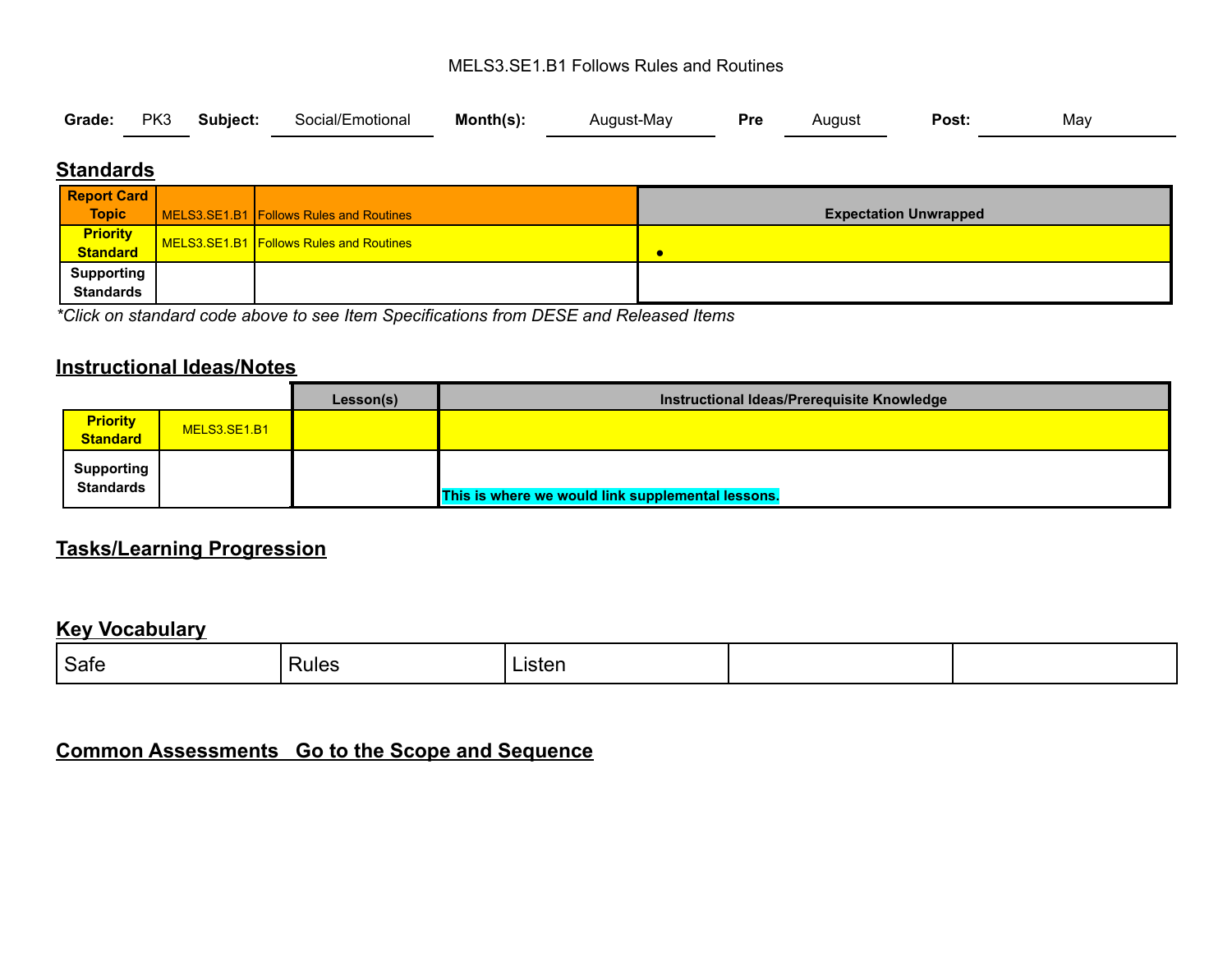MELS3.SE1.B1 Follows Rules and Routines

**Grade:** PK3 **Subject:** Social/Emotional **Month(s):** August-May **Pre** August **Post:** May

## Standards

| **Report Card Topic** | MELS3.SE1.B1 | Follows Rules and Routines | **Expectation Unwrapped** |
|---|---|---|---|
| **Priority Standard** | MELS3.SE1.B1 | Follows Rules and Routines | • |
| **Supporting Standards** | | | |

*\*Click on standard code above to see Item Specifications from DESE and Released Items*

## Instructional Ideas/Notes

| | | Lesson(s) | Instructional Ideas/Prerequisite Knowledge |
|---|---|---|---|
| **Priority Standard** | MELS3.SE1.B1 | | |
| **Supporting Standards** | | | **This is where we would link supplemental lessons.** |

## Tasks/Learning Progression

## Key Vocabulary

| Safe | Rules | Listen | | |
|---|---|---|---|---|

## Common Assessments Go to the Scope and Sequence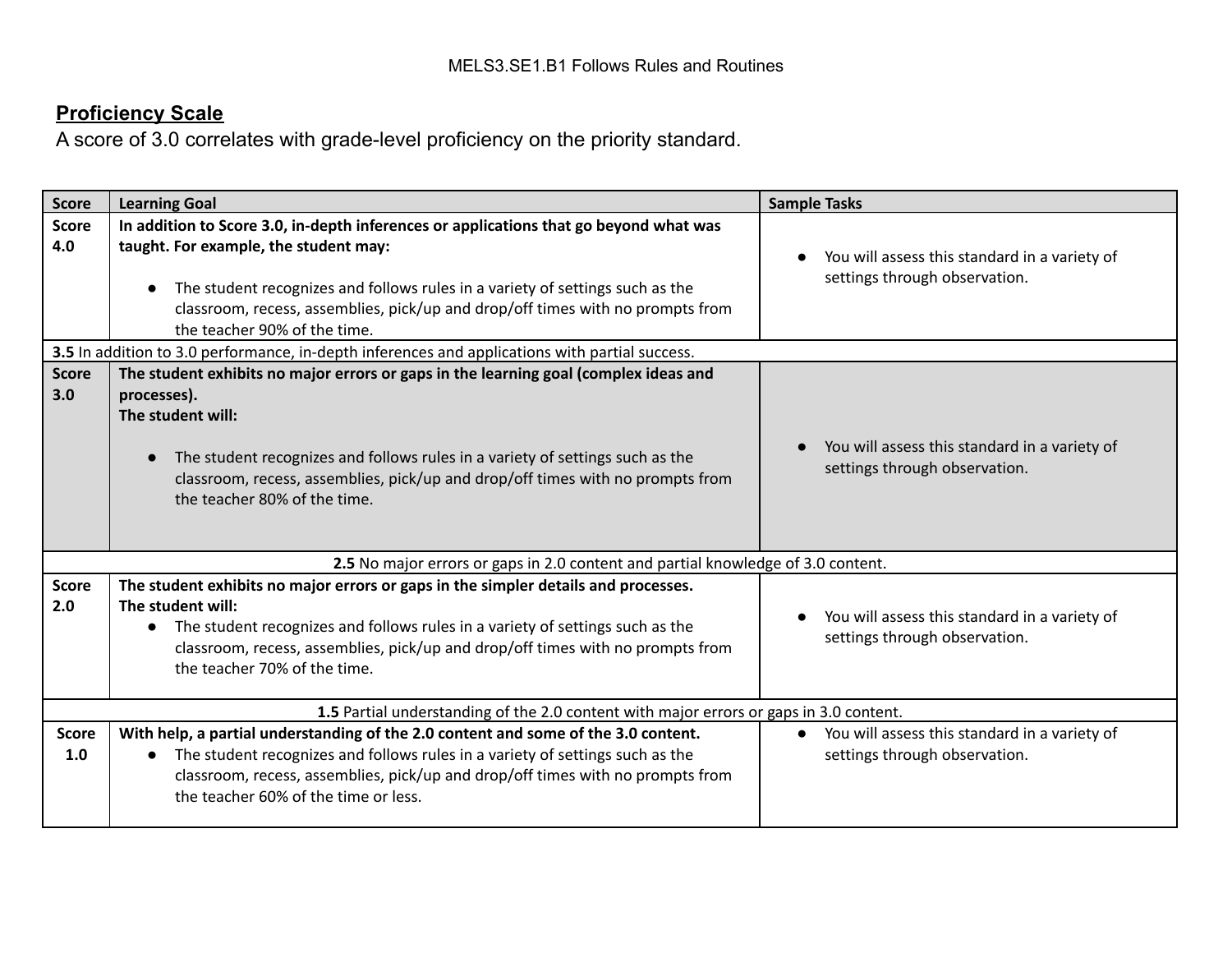MELS3.SE1.B1 Follows Rules and Routines

## Proficiency Scale

A score of 3.0 correlates with grade-level proficiency on the priority standard.

| Score | Learning Goal | Sample Tasks |
|---|---|---|
| **Score 4.0** | **In addition to Score 3.0, in-depth inferences or applications that go beyond what was taught. For example, the student may:**<br><br>● The student recognizes and follows rules in a variety of settings such as the classroom, recess, assemblies, pick/up and drop/off times with no prompts from the teacher 90% of the time. | ● You will assess this standard in a variety of settings through observation. |
| **3.5** In addition to 3.0 performance, in-depth inferences and applications with partial success. | | |
| **Score 3.0** | **The student exhibits no major errors or gaps in the learning goal (complex ideas and processes).**<br>**The student will:**<br><br>● The student recognizes and follows rules in a variety of settings such as the classroom, recess, assemblies, pick/up and drop/off times with no prompts from the teacher 80% of the time. | ● You will assess this standard in a variety of settings through observation. |
| **2.5** No major errors or gaps in 2.0 content and partial knowledge of 3.0 content. | | |
| **Score 2.0** | **The student exhibits no major errors or gaps in the simpler details and processes.**<br>**The student will:**<br>● The student recognizes and follows rules in a variety of settings such as the classroom, recess, assemblies, pick/up and drop/off times with no prompts from the teacher 70% of the time. | ● You will assess this standard in a variety of settings through observation. |
| **1.5** Partial understanding of the 2.0 content with major errors or gaps in 3.0 content. | | |
| **Score 1.0** | **With help, a partial understanding of the 2.0 content and some of the 3.0 content.**<br>● The student recognizes and follows rules in a variety of settings such as the classroom, recess, assemblies, pick/up and drop/off times with no prompts from the teacher 60% of the time or less. | ● You will assess this standard in a variety of settings through observation. |